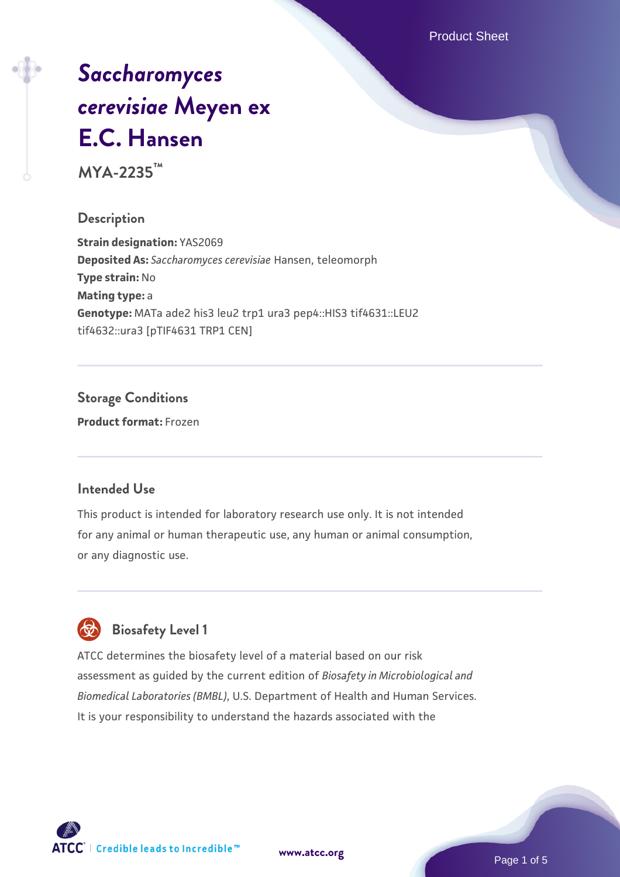# *Saccharomyces cerevisiae* Meyen ex E.C. Hansen

**MYA-2235™**

## Description

**Strain designation:** YAS2069
**Deposited As:** *Saccharomyces cerevisiae* Hansen, teleomorph
**Type strain:** No
**Mating type:** a
**Genotype:** MATa ade2 his3 leu2 trp1 ura3 pep4::HIS3 tif4631::LEU2 tif4632::ura3 [pTIF4631 TRP1 CEN]

## Storage Conditions

**Product format:** Frozen

## Intended Use

This product is intended for laboratory research use only. It is not intended for any animal or human therapeutic use, any human or animal consumption, or any diagnostic use.

## Biosafety Level 1

ATCC determines the biosafety level of a material based on our risk assessment as guided by the current edition of *Biosafety in Microbiological and Biomedical Laboratories (BMBL)*, U.S. Department of Health and Human Services. It is your responsibility to understand the hazards associated with the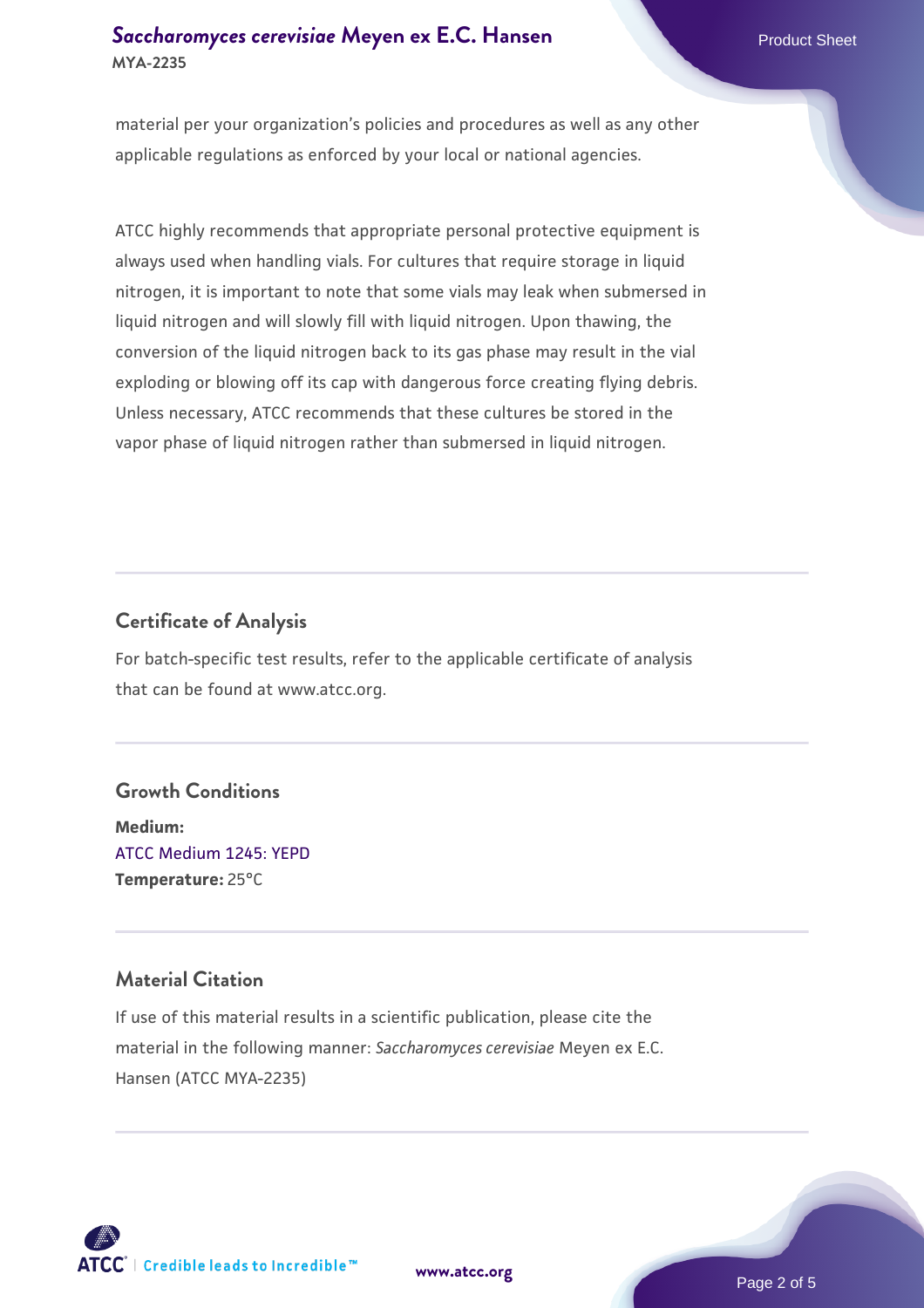material per your organization’s policies and procedures as well as any other applicable regulations as enforced by your local or national agencies.

ATCC highly recommends that appropriate personal protective equipment is always used when handling vials. For cultures that require storage in liquid nitrogen, it is important to note that some vials may leak when submersed in liquid nitrogen and will slowly fill with liquid nitrogen. Upon thawing, the conversion of the liquid nitrogen back to its gas phase may result in the vial exploding or blowing off its cap with dangerous force creating flying debris. Unless necessary, ATCC recommends that these cultures be stored in the vapor phase of liquid nitrogen rather than submersed in liquid nitrogen.

## Certificate of Analysis

For batch-specific test results, refer to the applicable certificate of analysis that can be found at www.atcc.org.

## Growth Conditions

**Medium:**
ATCC Medium 1245: YEPD
**Temperature:** 25°C

## Material Citation

If use of this material results in a scientific publication, please cite the material in the following manner: *Saccharomyces cerevisiae* Meyen ex E.C. Hansen (ATCC MYA-2235)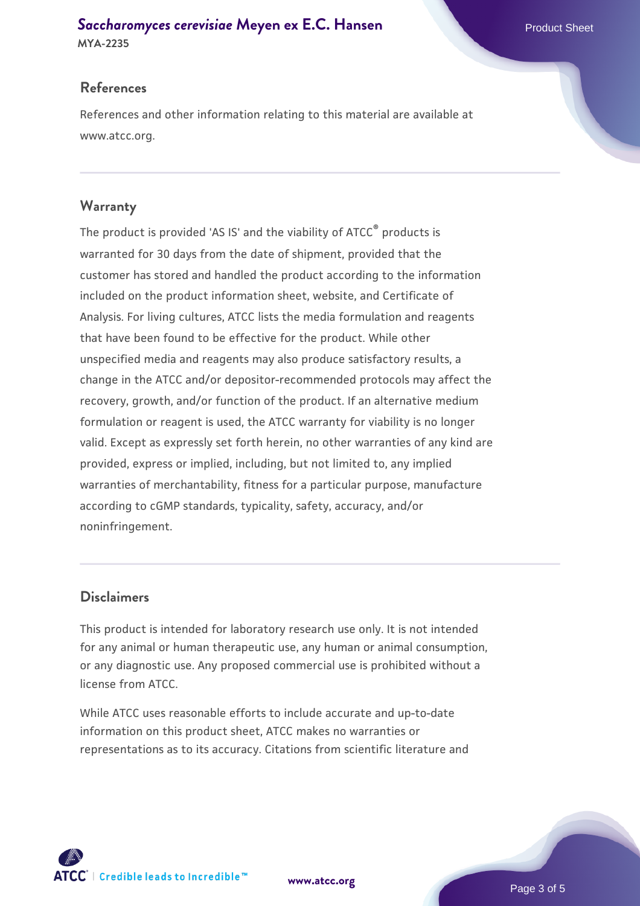## References

References and other information relating to this material are available at www.atcc.org.

## Warranty

The product is provided 'AS IS' and the viability of ATCC® products is warranted for 30 days from the date of shipment, provided that the customer has stored and handled the product according to the information included on the product information sheet, website, and Certificate of Analysis. For living cultures, ATCC lists the media formulation and reagents that have been found to be effective for the product. While other unspecified media and reagents may also produce satisfactory results, a change in the ATCC and/or depositor-recommended protocols may affect the recovery, growth, and/or function of the product. If an alternative medium formulation or reagent is used, the ATCC warranty for viability is no longer valid. Except as expressly set forth herein, no other warranties of any kind are provided, express or implied, including, but not limited to, any implied warranties of merchantability, fitness for a particular purpose, manufacture according to cGMP standards, typicality, safety, accuracy, and/or noninfringement.

## Disclaimers

This product is intended for laboratory research use only. It is not intended for any animal or human therapeutic use, any human or animal consumption, or any diagnostic use. Any proposed commercial use is prohibited without a license from ATCC.

While ATCC uses reasonable efforts to include accurate and up-to-date information on this product sheet, ATCC makes no warranties or representations as to its accuracy. Citations from scientific literature and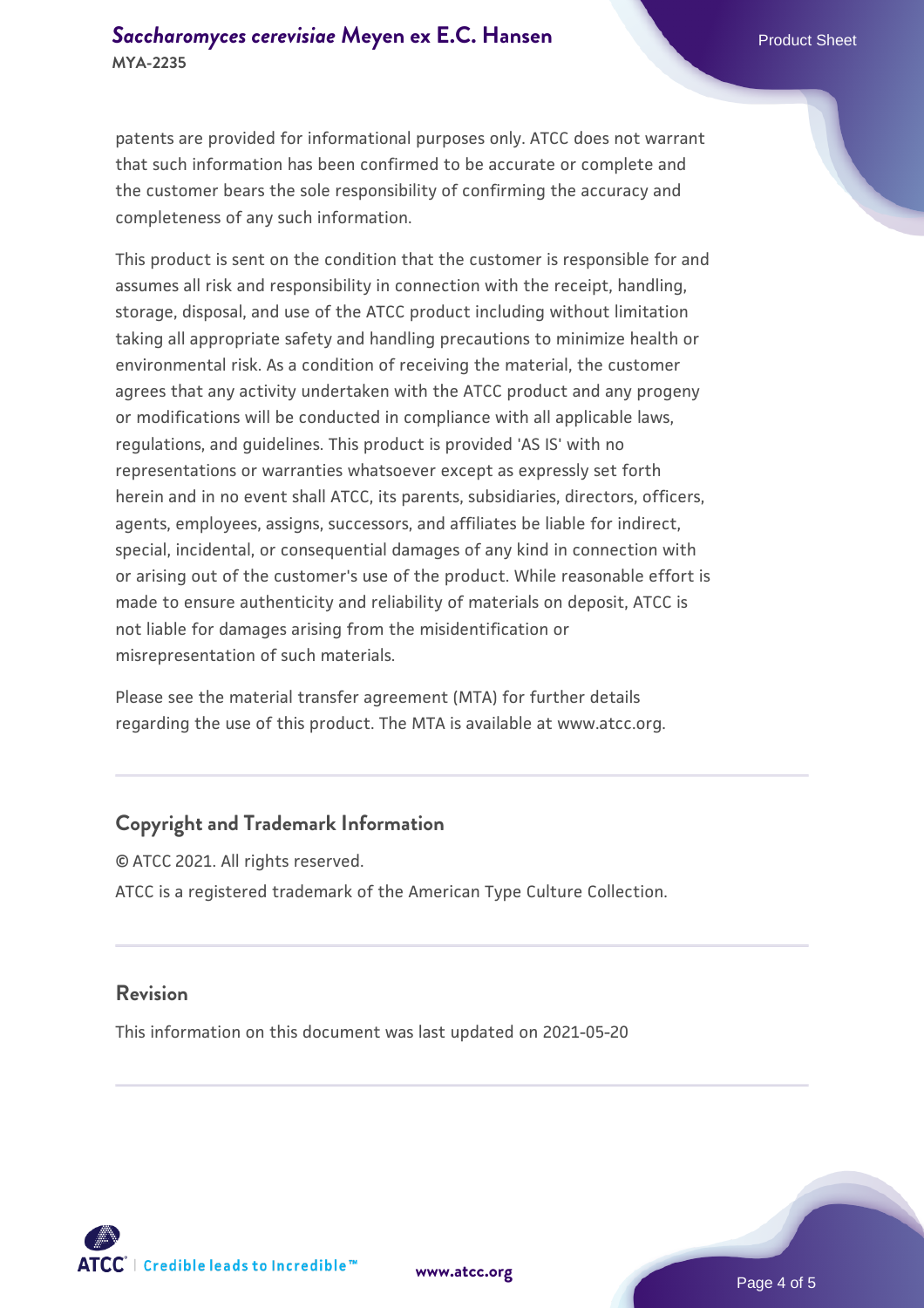patents are provided for informational purposes only. ATCC does not warrant that such information has been confirmed to be accurate or complete and the customer bears the sole responsibility of confirming the accuracy and completeness of any such information.

This product is sent on the condition that the customer is responsible for and assumes all risk and responsibility in connection with the receipt, handling, storage, disposal, and use of the ATCC product including without limitation taking all appropriate safety and handling precautions to minimize health or environmental risk. As a condition of receiving the material, the customer agrees that any activity undertaken with the ATCC product and any progeny or modifications will be conducted in compliance with all applicable laws, regulations, and guidelines. This product is provided 'AS IS' with no representations or warranties whatsoever except as expressly set forth herein and in no event shall ATCC, its parents, subsidiaries, directors, officers, agents, employees, assigns, successors, and affiliates be liable for indirect, special, incidental, or consequential damages of any kind in connection with or arising out of the customer's use of the product. While reasonable effort is made to ensure authenticity and reliability of materials on deposit, ATCC is not liable for damages arising from the misidentification or misrepresentation of such materials.

Please see the material transfer agreement (MTA) for further details regarding the use of this product. The MTA is available at www.atcc.org.

## Copyright and Trademark Information

© ATCC 2021. All rights reserved.

ATCC is a registered trademark of the American Type Culture Collection.

## Revision

This information on this document was last updated on 2021-05-20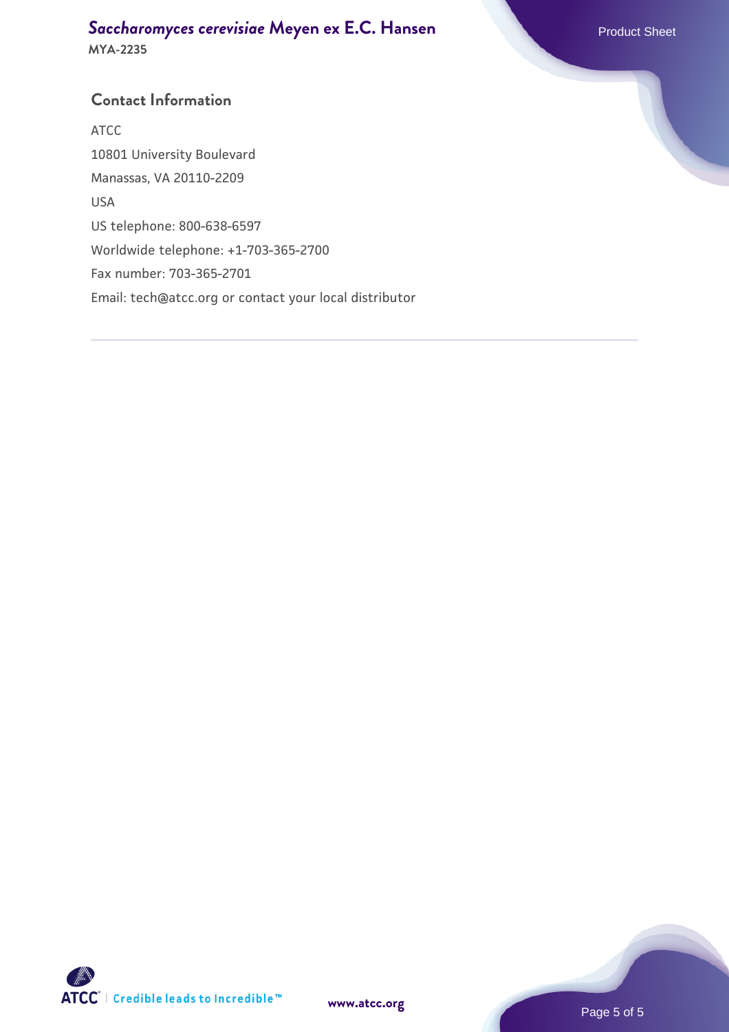## Contact Information

ATCC

10801 University Boulevard

Manassas, VA 20110-2209

USA

US telephone: 800-638-6597

Worldwide telephone: +1-703-365-2700

Fax number: 703-365-2701

Email: tech@atcc.org or contact your local distributor